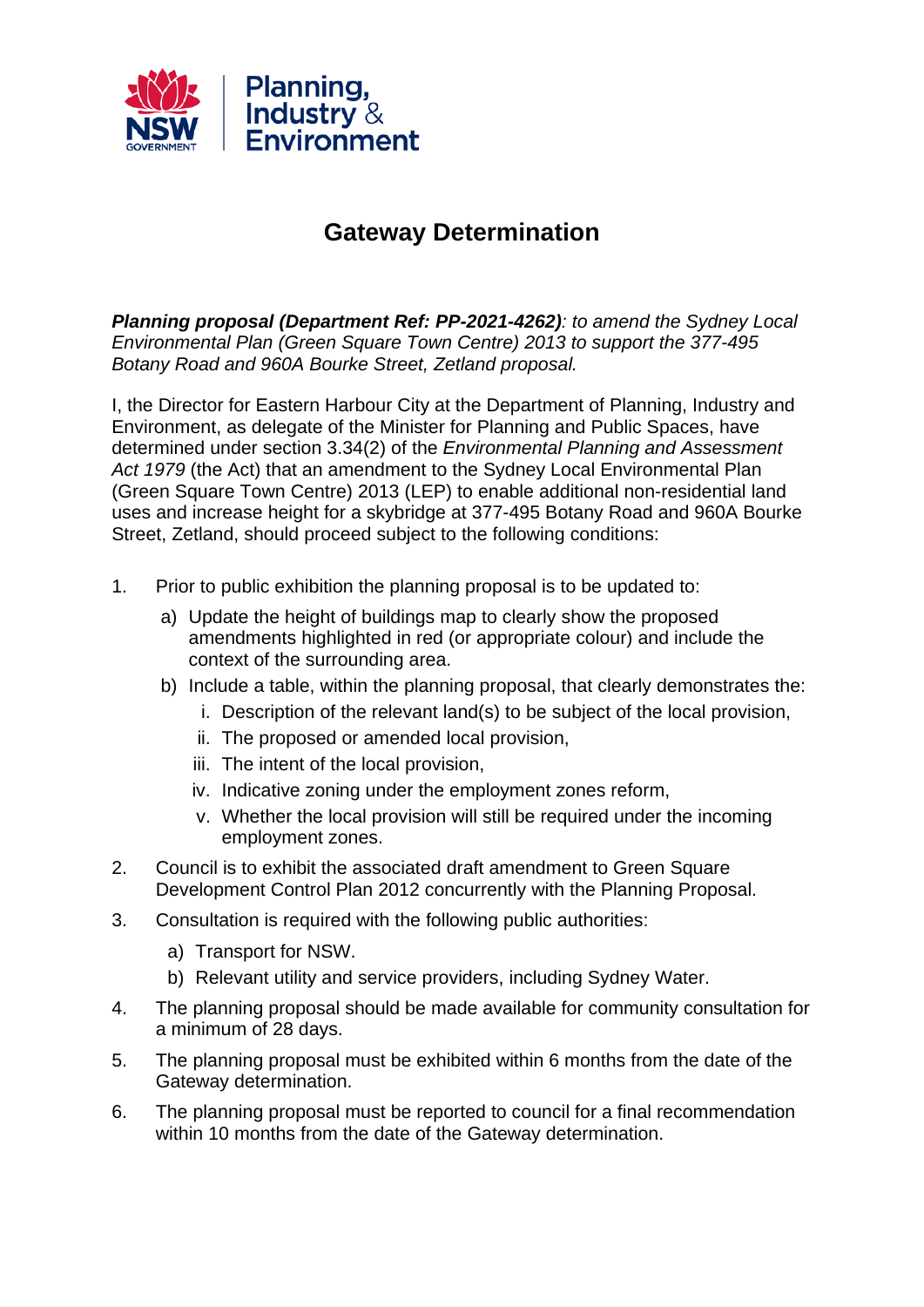# Gateway Determination

***Planning proposal (Department Ref: PP-2021-4262)****: to amend the Sydney Local Environmental Plan (Green Square Town Centre) 2013 to support the 377-495 Botany Road and 960A Bourke Street, Zetland proposal.*

I, the Director for Eastern Harbour City at the Department of Planning, Industry and Environment, as delegate of the Minister for Planning and Public Spaces, have determined under section 3.34(2) of the *Environmental Planning and Assessment Act 1979* (the Act) that an amendment to the Sydney Local Environmental Plan (Green Square Town Centre) 2013 (LEP) to enable additional non-residential land uses and increase height for a skybridge at 377-495 Botany Road and 960A Bourke Street, Zetland, should proceed subject to the following conditions:

1. Prior to public exhibition the planning proposal is to be updated to:
   a) Update the height of buildings map to clearly show the proposed amendments highlighted in red (or appropriate colour) and include the context of the surrounding area.
   b) Include a table, within the planning proposal, that clearly demonstrates the:
      i. Description of the relevant land(s) to be subject of the local provision,
      ii. The proposed or amended local provision,
      iii. The intent of the local provision,
      iv. Indicative zoning under the employment zones reform,
      v. Whether the local provision will still be required under the incoming employment zones.
2. Council is to exhibit the associated draft amendment to Green Square Development Control Plan 2012 concurrently with the Planning Proposal.
3. Consultation is required with the following public authorities:
   a) Transport for NSW.
   b) Relevant utility and service providers, including Sydney Water.
4. The planning proposal should be made available for community consultation for a minimum of 28 days.
5. The planning proposal must be exhibited within 6 months from the date of the Gateway determination.
6. The planning proposal must be reported to council for a final recommendation within 10 months from the date of the Gateway determination.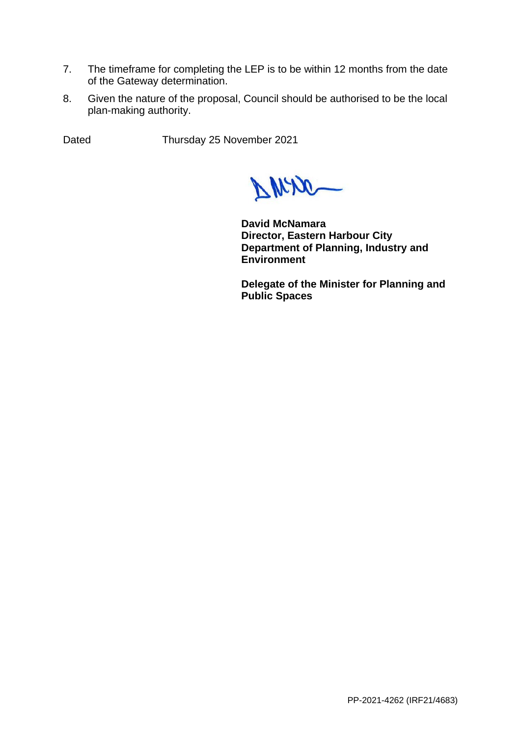7. The timeframe for completing the LEP is to be within 12 months from the date of the Gateway determination.

8. Given the nature of the proposal, Council should be authorised to be the local plan-making authority.

Dated Thursday 25 November 2021

**David McNamara**
**Director, Eastern Harbour City**
**Department of Planning, Industry and Environment**

**Delegate of the Minister for Planning and Public Spaces**

PP-2021-4262 (IRF21/4683)